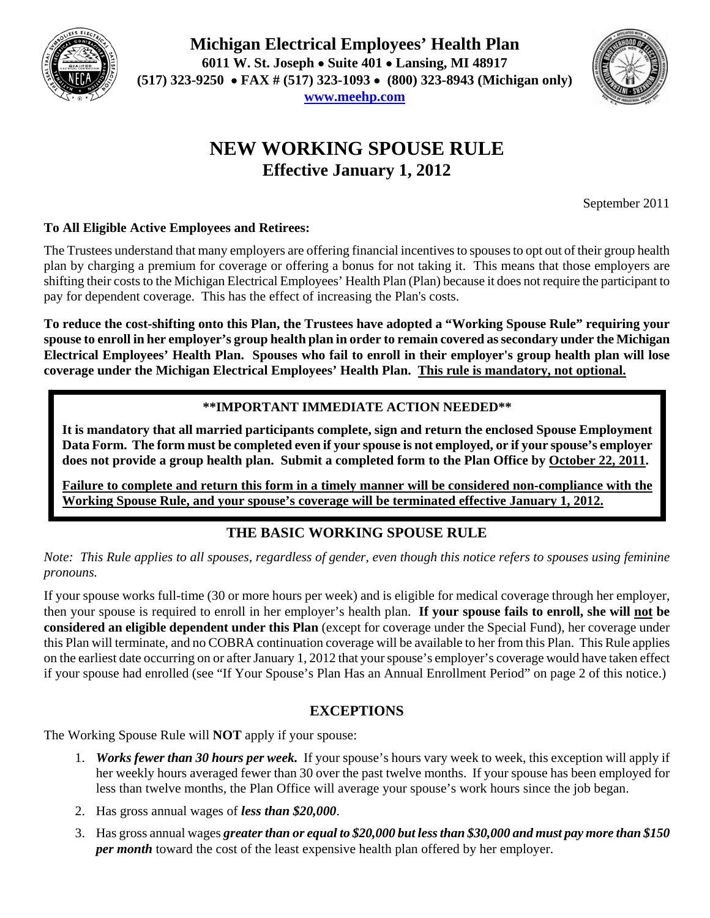# Michigan Electrical Employees' Health Plan

**6011 W. St. Joseph • Suite 401 • Lansing, MI 48917**
**(517) 323-9250 • FAX # (517) 323-1093 • (800) 323-8943 (Michigan only)**
**www.meehp.com**

# NEW WORKING SPOUSE RULE

## Effective January 1, 2012

September 2011

**To All Eligible Active Employees and Retirees:**

The Trustees understand that many employers are offering financial incentives to spouses to opt out of their group health plan by charging a premium for coverage or offering a bonus for not taking it. This means that those employers are shifting their costs to the Michigan Electrical Employees' Health Plan (Plan) because it does not require the participant to pay for dependent coverage. This has the effect of increasing the Plan's costs.

**To reduce the cost-shifting onto this Plan, the Trustees have adopted a "Working Spouse Rule" requiring your spouse to enroll in her employer's group health plan in order to remain covered as secondary under the Michigan Electrical Employees' Health Plan. Spouses who fail to enroll in their employer's group health plan will lose coverage under the Michigan Electrical Employees' Health Plan. <u>This rule is mandatory, not optional.</u>**

**\*\*IMPORTANT IMMEDIATE ACTION NEEDED\*\***

**It is mandatory that all married participants complete, sign and return the enclosed Spouse Employment Data Form. The form must be completed even if your spouse is not employed, or if your spouse's employer does not provide a group health plan. Submit a completed form to the Plan Office by <u>October 22, 2011</u>.**

**<u>Failure to complete and return this form in a timely manner will be considered non-compliance with the Working Spouse Rule, and your spouse's coverage will be terminated effective January 1, 2012.</u>**

## THE BASIC WORKING SPOUSE RULE

*Note: This Rule applies to all spouses, regardless of gender, even though this notice refers to spouses using feminine pronouns.*

If your spouse works full-time (30 or more hours per week) and is eligible for medical coverage through her employer, then your spouse is required to enroll in her employer's health plan. **If your spouse fails to enroll, she will <u>not</u> be considered an eligible dependent under this Plan** (except for coverage under the Special Fund), her coverage under this Plan will terminate, and no COBRA continuation coverage will be available to her from this Plan. This Rule applies on the earliest date occurring on or after January 1, 2012 that your spouse's employer's coverage would have taken effect if your spouse had enrolled (see "If Your Spouse's Plan Has an Annual Enrollment Period" on page 2 of this notice.)

## EXCEPTIONS

The Working Spouse Rule will **NOT** apply if your spouse:

1. ***Works fewer than 30 hours per week.*** If your spouse's hours vary week to week, this exception will apply if her weekly hours averaged fewer than 30 over the past twelve months. If your spouse has been employed for less than twelve months, the Plan Office will average your spouse's work hours since the job began.
2. Has gross annual wages of ***less than $20,000***.
3. Has gross annual wages ***greater than or equal to $20,000 but less than $30,000 and must pay more than $150 per month*** toward the cost of the least expensive health plan offered by her employer.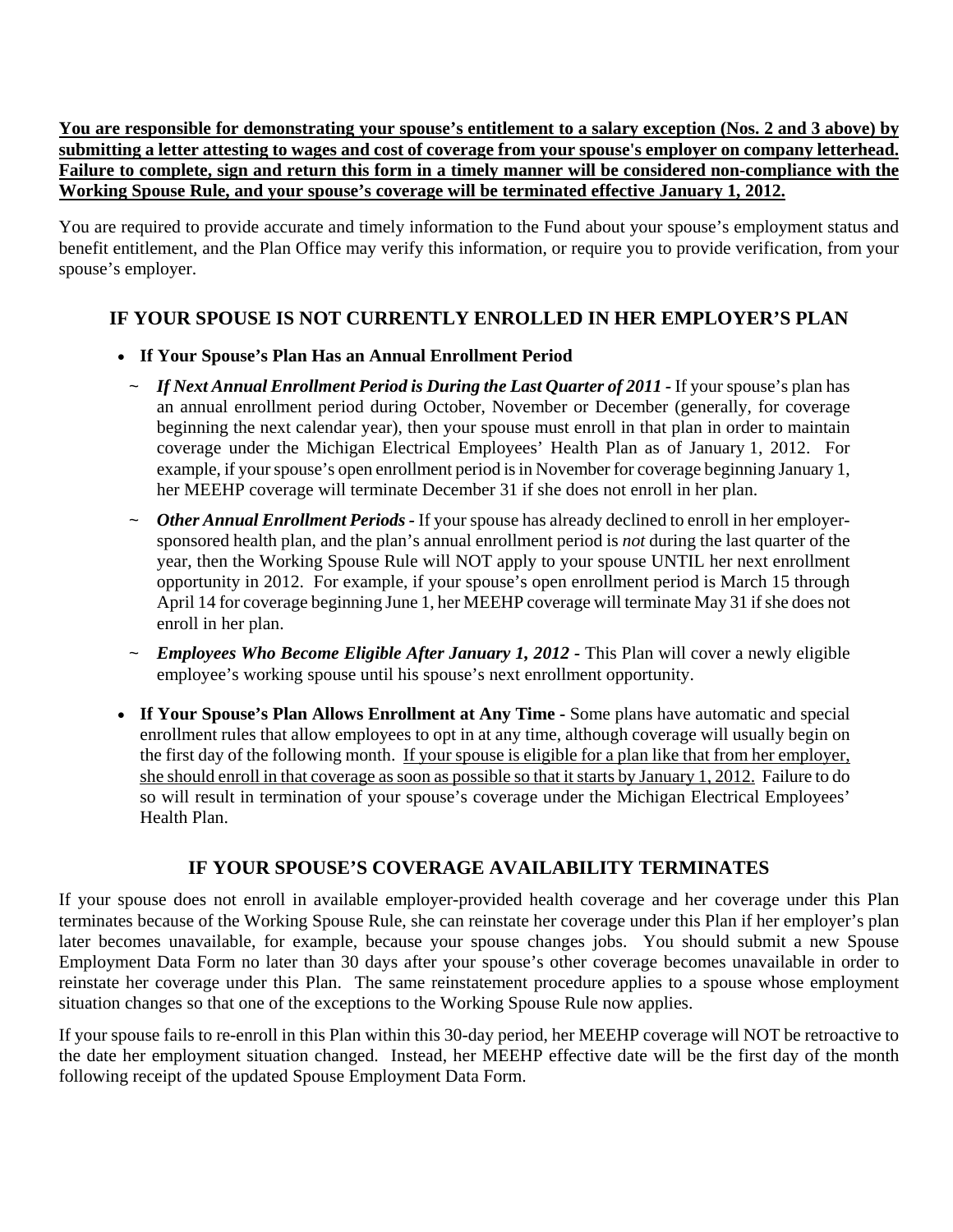**<u>You are responsible for demonstrating your spouse's entitlement to a salary exception (Nos. 2 and 3 above) by submitting a letter attesting to wages and cost of coverage from your spouse's employer on company letterhead. Failure to complete, sign and return this form in a timely manner will be considered non-compliance with the Working Spouse Rule, and your spouse's coverage will be terminated effective January 1, 2012.</u>**

You are required to provide accurate and timely information to the Fund about your spouse's employment status and benefit entitlement, and the Plan Office may verify this information, or require you to provide verification, from your spouse's employer.

## IF YOUR SPOUSE IS NOT CURRENTLY ENROLLED IN HER EMPLOYER'S PLAN

- **If Your Spouse's Plan Has an Annual Enrollment Period**
  - ~ ***If Next Annual Enrollment Period is During the Last Quarter of 2011 -*** If your spouse's plan has an annual enrollment period during October, November or December (generally, for coverage beginning the next calendar year), then your spouse must enroll in that plan in order to maintain coverage under the Michigan Electrical Employees' Health Plan as of January 1, 2012. For example, if your spouse's open enrollment period is in November for coverage beginning January 1, her MEEHP coverage will terminate December 31 if she does not enroll in her plan.
  - ~ ***Other Annual Enrollment Periods -*** If your spouse has already declined to enroll in her employer-sponsored health plan, and the plan's annual enrollment period is *not* during the last quarter of the year, then the Working Spouse Rule will NOT apply to your spouse UNTIL her next enrollment opportunity in 2012. For example, if your spouse's open enrollment period is March 15 through April 14 for coverage beginning June 1, her MEEHP coverage will terminate May 31 if she does not enroll in her plan.
  - ~ ***Employees Who Become Eligible After January 1, 2012 -*** This Plan will cover a newly eligible employee's working spouse until his spouse's next enrollment opportunity.
- **If Your Spouse's Plan Allows Enrollment at Any Time -** Some plans have automatic and special enrollment rules that allow employees to opt in at any time, although coverage will usually begin on the first day of the following month. <u>If your spouse is eligible for a plan like that from her employer, she should enroll in that coverage as soon as possible so that it starts by January 1, 2012.</u> Failure to do so will result in termination of your spouse's coverage under the Michigan Electrical Employees' Health Plan.

## IF YOUR SPOUSE'S COVERAGE AVAILABILITY TERMINATES

If your spouse does not enroll in available employer-provided health coverage and her coverage under this Plan terminates because of the Working Spouse Rule, she can reinstate her coverage under this Plan if her employer's plan later becomes unavailable, for example, because your spouse changes jobs. You should submit a new Spouse Employment Data Form no later than 30 days after your spouse's other coverage becomes unavailable in order to reinstate her coverage under this Plan. The same reinstatement procedure applies to a spouse whose employment situation changes so that one of the exceptions to the Working Spouse Rule now applies.

If your spouse fails to re-enroll in this Plan within this 30-day period, her MEEHP coverage will NOT be retroactive to the date her employment situation changed. Instead, her MEEHP effective date will be the first day of the month following receipt of the updated Spouse Employment Data Form.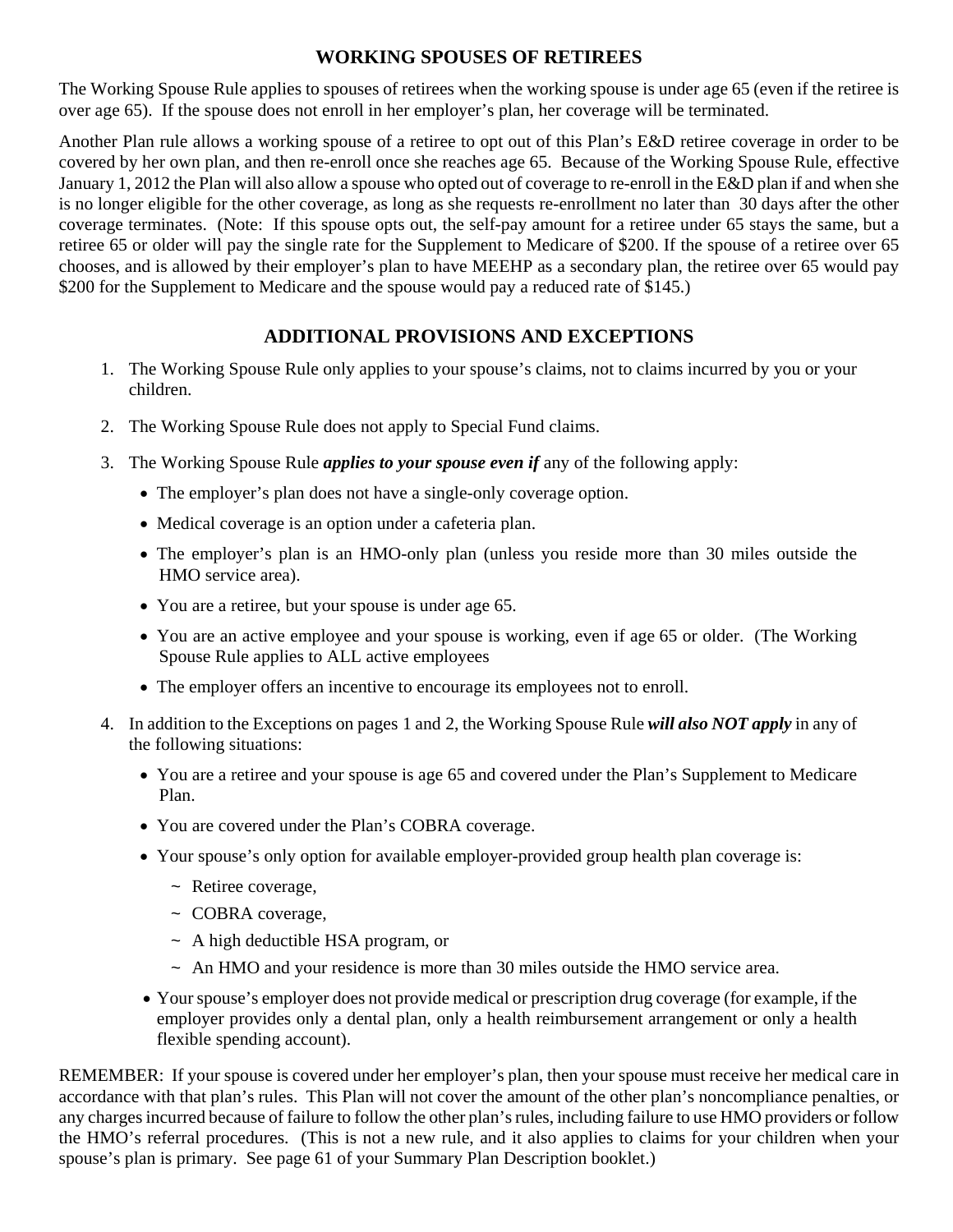## WORKING SPOUSES OF RETIREES

The Working Spouse Rule applies to spouses of retirees when the working spouse is under age 65 (even if the retiree is over age 65). If the spouse does not enroll in her employer's plan, her coverage will be terminated.

Another Plan rule allows a working spouse of a retiree to opt out of this Plan's E&D retiree coverage in order to be covered by her own plan, and then re-enroll once she reaches age 65. Because of the Working Spouse Rule, effective January 1, 2012 the Plan will also allow a spouse who opted out of coverage to re-enroll in the E&D plan if and when she is no longer eligible for the other coverage, as long as she requests re-enrollment no later than 30 days after the other coverage terminates. (Note: If this spouse opts out, the self-pay amount for a retiree under 65 stays the same, but a retiree 65 or older will pay the single rate for the Supplement to Medicare of $200. If the spouse of a retiree over 65 chooses, and is allowed by their employer's plan to have MEEHP as a secondary plan, the retiree over 65 would pay $200 for the Supplement to Medicare and the spouse would pay a reduced rate of $145.)

## ADDITIONAL PROVISIONS AND EXCEPTIONS

1. The Working Spouse Rule only applies to your spouse's claims, not to claims incurred by you or your children.
2. The Working Spouse Rule does not apply to Special Fund claims.
3. The Working Spouse Rule ***applies to your spouse even if*** any of the following apply:
   - The employer's plan does not have a single-only coverage option.
   - Medical coverage is an option under a cafeteria plan.
   - The employer's plan is an HMO-only plan (unless you reside more than 30 miles outside the HMO service area).
   - You are a retiree, but your spouse is under age 65.
   - You are an active employee and your spouse is working, even if age 65 or older. (The Working Spouse Rule applies to ALL active employees
   - The employer offers an incentive to encourage its employees not to enroll.
4. In addition to the Exceptions on pages 1 and 2, the Working Spouse Rule ***will also NOT apply*** in any of the following situations:
   - You are a retiree and your spouse is age 65 and covered under the Plan's Supplement to Medicare Plan.
   - You are covered under the Plan's COBRA coverage.
   - Your spouse's only option for available employer-provided group health plan coverage is:
     - ~ Retiree coverage,
     - ~ COBRA coverage,
     - ~ A high deductible HSA program, or
     - ~ An HMO and your residence is more than 30 miles outside the HMO service area.
   - Your spouse's employer does not provide medical or prescription drug coverage (for example, if the employer provides only a dental plan, only a health reimbursement arrangement or only a health flexible spending account).

REMEMBER: If your spouse is covered under her employer's plan, then your spouse must receive her medical care in accordance with that plan's rules. This Plan will not cover the amount of the other plan's noncompliance penalties, or any charges incurred because of failure to follow the other plan's rules, including failure to use HMO providers or follow the HMO's referral procedures. (This is not a new rule, and it also applies to claims for your children when your spouse's plan is primary. See page 61 of your Summary Plan Description booklet.)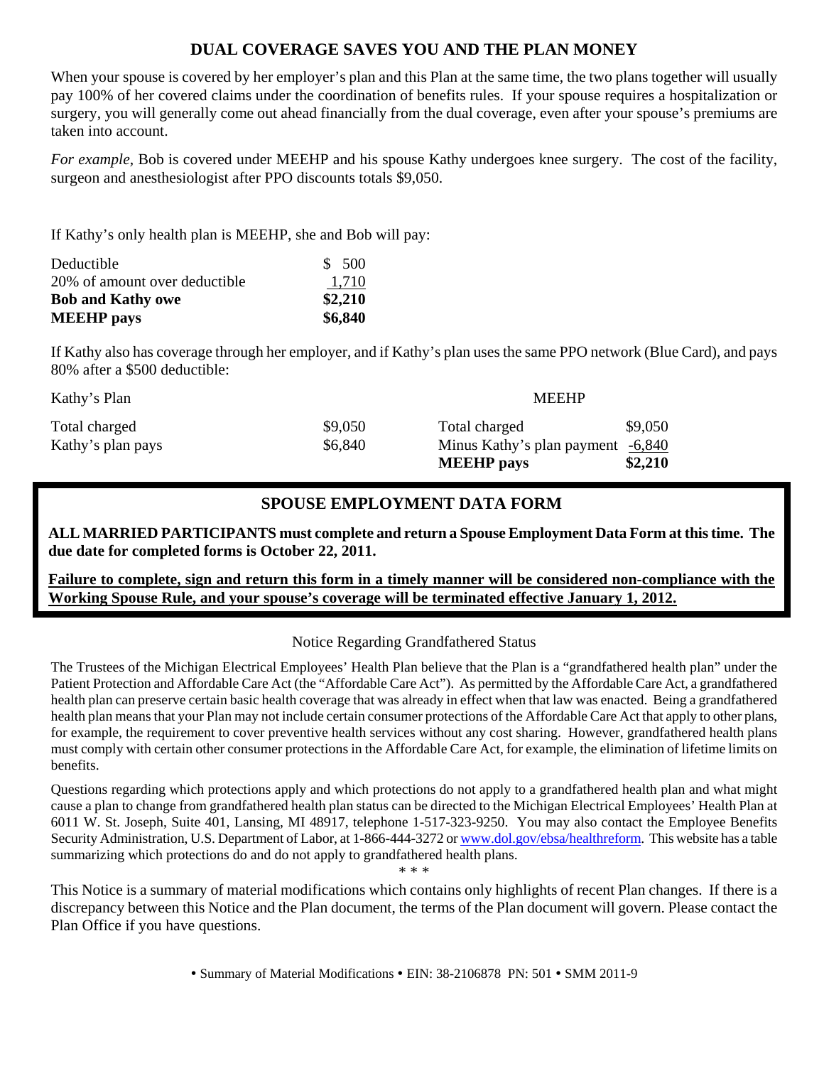## DUAL COVERAGE SAVES YOU AND THE PLAN MONEY

When your spouse is covered by her employer's plan and this Plan at the same time, the two plans together will usually pay 100% of her covered claims under the coordination of benefits rules. If your spouse requires a hospitalization or surgery, you will generally come out ahead financially from the dual coverage, even after your spouse's premiums are taken into account.

*For example,* Bob is covered under MEEHP and his spouse Kathy undergoes knee surgery. The cost of the facility, surgeon and anesthesiologist after PPO discounts totals $9,050.

If Kathy's only health plan is MEEHP, she and Bob will pay:

| | |
|---|---|
| Deductible | $ 500 |
| 20% of amount over deductible | 1,710 |
| **Bob and Kathy owe** | **$2,210** |
| **MEEHP pays** | **$6,840** |

If Kathy also has coverage through her employer, and if Kathy's plan uses the same PPO network (Blue Card), and pays 80% after a $500 deductible:

| Kathy's Plan | | MEEHP | |
|---|---|---|---|
| Total charged | $9,050 | Total charged | $9,050 |
| Kathy's plan pays | $6,840 | Minus Kathy's plan payment | -6,840 |
| | | **MEEHP pays** | **$2,210** |

## SPOUSE EMPLOYMENT DATA FORM

**ALL MARRIED PARTICIPANTS must complete and return a Spouse Employment Data Form at this time. The due date for completed forms is October 22, 2011.**

**Failure to complete, sign and return this form in a timely manner will be considered non-compliance with the Working Spouse Rule, and your spouse's coverage will be terminated effective January 1, 2012.**

### Notice Regarding Grandfathered Status

The Trustees of the Michigan Electrical Employees' Health Plan believe that the Plan is a "grandfathered health plan" under the Patient Protection and Affordable Care Act (the "Affordable Care Act"). As permitted by the Affordable Care Act, a grandfathered health plan can preserve certain basic health coverage that was already in effect when that law was enacted. Being a grandfathered health plan means that your Plan may not include certain consumer protections of the Affordable Care Act that apply to other plans, for example, the requirement to cover preventive health services without any cost sharing. However, grandfathered health plans must comply with certain other consumer protections in the Affordable Care Act, for example, the elimination of lifetime limits on benefits.

Questions regarding which protections apply and which protections do not apply to a grandfathered health plan and what might cause a plan to change from grandfathered health plan status can be directed to the Michigan Electrical Employees' Health Plan at 6011 W. St. Joseph, Suite 401, Lansing, MI 48917, telephone 1-517-323-9250. You may also contact the Employee Benefits Security Administration, U.S. Department of Labor, at 1-866-444-3272 or www.dol.gov/ebsa/healthreform. This website has a table summarizing which protections do and do not apply to grandfathered health plans.

* * *

This Notice is a summary of material modifications which contains only highlights of recent Plan changes. If there is a discrepancy between this Notice and the Plan document, the terms of the Plan document will govern. Please contact the Plan Office if you have questions.

• Summary of Material Modifications • EIN: 38-2106878 PN: 501 • SMM 2011-9